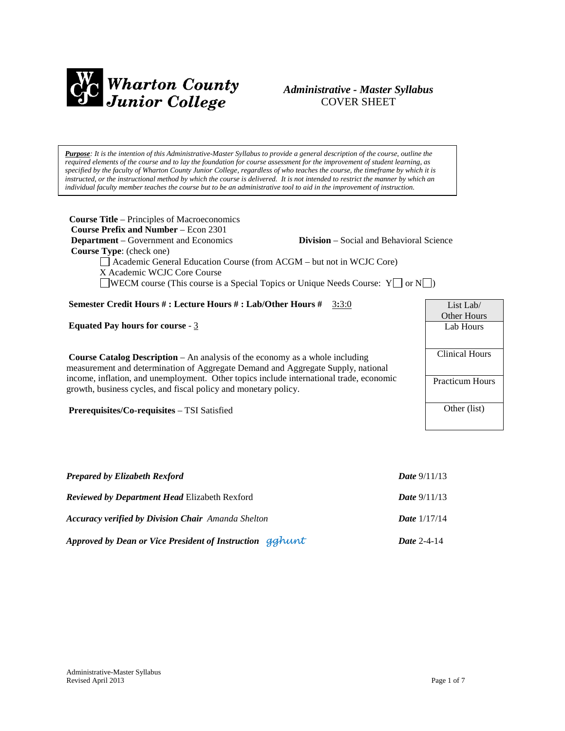**Wharton County Junior College**

# *Administrative - Master Syllabus*
COVER SHEET

> ***Purpose***: *It is the intention of this Administrative-Master Syllabus to provide a general description of the course, outline the required elements of the course and to lay the foundation for course assessment for the improvement of student learning, as specified by the faculty of Wharton County Junior College, regardless of who teaches the course, the timeframe by which it is instructed, or the instructional method by which the course is delivered. It is not intended to restrict the manner by which an individual faculty member teaches the course but to be an administrative tool to aid in the improvement of instruction.*

**Course Title** – Principles of Macroeconomics
**Course Prefix and Number** – Econ 2301
**Department** – Government and Economics  **Division** – Social and Behavioral Science
**Course Type**: (check one)

- ☐ Academic General Education Course (from ACGM – but not in WCJC Core)
- X Academic WCJC Core Course
- ☐ WECM course (This course is a Special Topics or Unique Needs Course: Y☐ or N☐)

**Semester Credit Hours # : Lecture Hours # : Lab/Other Hours #** 3**:**3:0

**Equated Pay hours for course** - 3

**Course Catalog Description** – An analysis of the economy as a whole including measurement and determination of Aggregate Demand and Aggregate Supply, national income, inflation, and unemployment. Other topics include international trade, economic growth, business cycles, and fiscal policy and monetary policy.

**Prerequisites/Co-requisites** – TSI Satisfied

| List Lab/ Other Hours |
| --- |
| Lab Hours |
| Clinical Hours |
| Practicum Hours |
| Other (list) |

| | |
| --- | --- |
| ***Prepared by Elizabeth Rexford*** | ***Date*** 9/11/13 |
| ***Reviewed by Department Head*** Elizabeth Rexford | ***Date*** 9/11/13 |
| ***Accuracy verified by Division Chair*** *Amanda Shelton* | ***Date*** 1/17/14 |
| ***Approved by Dean or Vice President of Instruction*** *gghunt* | ***Date*** 2-4-14 |

Administrative-Master Syllabus
Revised April 2013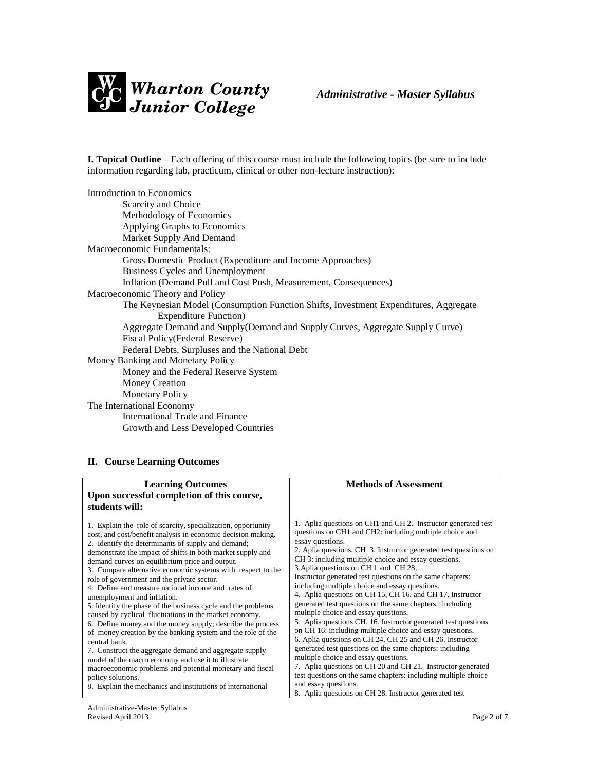**I. Topical Outline** – Each offering of this course must include the following topics (be sure to include information regarding lab, practicum, clinical or other non-lecture instruction):

Introduction to Economics
- Scarcity and Choice
- Methodology of Economics
- Applying Graphs to Economics
- Market Supply And Demand

Macroeconomic Fundamentals:
- Gross Domestic Product (Expenditure and Income Approaches)
- Business Cycles and Unemployment
- Inflation (Demand Pull and Cost Push, Measurement, Consequences)

Macroeconomic Theory and Policy
- The Keynesian Model (Consumption Function Shifts, Investment Expenditures, Aggregate Expenditure Function)
- Aggregate Demand and Supply(Demand and Supply Curves, Aggregate Supply Curve)
- Fiscal Policy(Federal Reserve)
- Federal Debts, Surpluses and the National Debt

Money Banking and Monetary Policy
- Money and the Federal Reserve System
- Money Creation
- Monetary Policy

The International Economy
- International Trade and Finance
- Growth and Less Developed Countries

### II. Course Learning Outcomes

| **Learning Outcomes**<br>**Upon successful completion of this course, students will:** | **Methods of Assessment** |
|---|---|
| 1. Explain the role of scarcity, specialization, opportunity cost, and cost/benefit analysis in economic decision making.<br>2. Identify the determinants of supply and demand; demonstrate the impact of shifts in both market supply and demand curves on equilibrium price and output.<br>3. Compare alternative economic systems with respect to the role of government and the private sector.<br>4. Define and measure national income and rates of unemployment and inflation.<br>5. Identify the phase of the business cycle and the problems caused by cyclical fluctuations in the market economy.<br>6. Define money and the money supply; describe the process of money creation by the banking system and the role of the central bank.<br>7. Construct the aggregate demand and aggregate supply model of the macro economy and use it to illustrate macroeconomic problems and potential monetary and fiscal policy solutions.<br>8. Explain the mechanics and institutions of international | 1. Aplia questions on CH1 and CH 2. Instructor generated test questions on CH1 and CH2: including multiple choice and essay questions.<br>2. Aplia questions, CH 3. Instructor generated test questions on CH 3: including multiple choice and essay questions.<br>3.Aplia questions on CH 1 and CH 28,.<br>Instructor generated test questions on the same chapters: including multiple choice and essay questions.<br>4. Aplia questions on CH 15, CH 16, and CH 17. Instructor generated test questions on the same chapters.: including multiple choice and essay questions.<br>5. Aplia questions CH. 16. Instructor generated test questions on CH 16: including multiple choice and essay questions.<br>6. Aplia questions on CH 24, CH 25 and CH 26. Instructor generated test questions on the same chapters: including multiple choice and essay questions.<br>7. Aplia questions on CH 20 and CH 21. Instructor generated test questions on the same chapters: including multiple choice and essay questions.<br>8. Aplia questions on CH 28. Instructor generated test |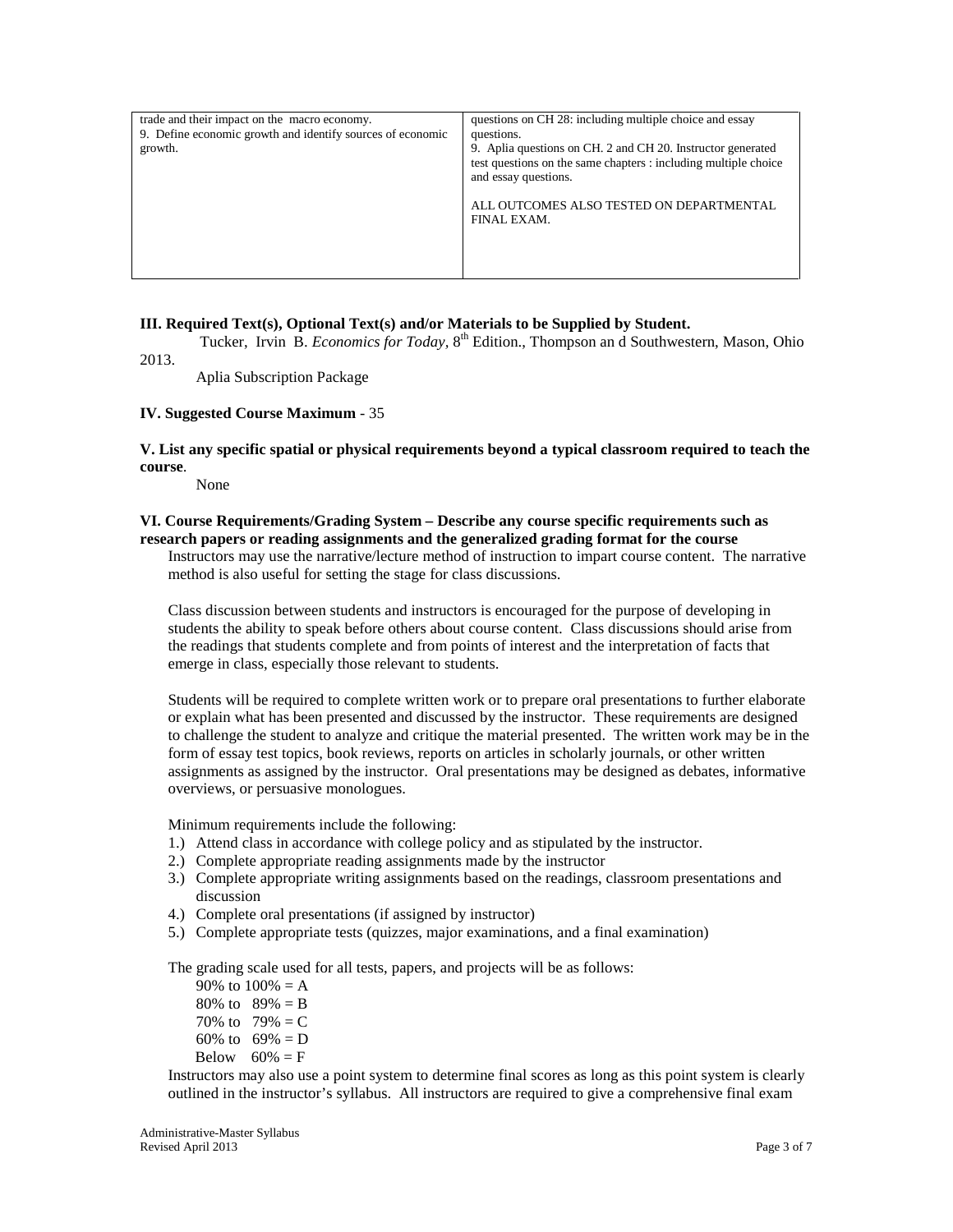| | |
|---|---|
| trade and their impact on the macro economy.<br>9. Define economic growth and identify sources of economic growth. | questions on CH 28: including multiple choice and essay questions.<br>9. Aplia questions on CH. 2 and CH 20. Instructor generated test questions on the same chapters : including multiple choice and essay questions.<br><br>ALL OUTCOMES ALSO TESTED ON DEPARTMENTAL FINAL EXAM. |

**III. Required Text(s), Optional Text(s) and/or Materials to be Supplied by Student.**

Tucker, Irvin B. *Economics for Today,* 8th Edition., Thompson an d Southwestern, Mason, Ohio 2013.

Aplia Subscription Package

**IV. Suggested Course Maximum** - 35

**V. List any specific spatial or physical requirements beyond a typical classroom required to teach the course**.

None

**VI. Course Requirements/Grading System – Describe any course specific requirements such as research papers or reading assignments and the generalized grading format for the course**

Instructors may use the narrative/lecture method of instruction to impart course content. The narrative method is also useful for setting the stage for class discussions.

Class discussion between students and instructors is encouraged for the purpose of developing in students the ability to speak before others about course content. Class discussions should arise from the readings that students complete and from points of interest and the interpretation of facts that emerge in class, especially those relevant to students.

Students will be required to complete written work or to prepare oral presentations to further elaborate or explain what has been presented and discussed by the instructor. These requirements are designed to challenge the student to analyze and critique the material presented. The written work may be in the form of essay test topics, book reviews, reports on articles in scholarly journals, or other written assignments as assigned by the instructor. Oral presentations may be designed as debates, informative overviews, or persuasive monologues.

Minimum requirements include the following:

1.) Attend class in accordance with college policy and as stipulated by the instructor.
2.) Complete appropriate reading assignments made by the instructor
3.) Complete appropriate writing assignments based on the readings, classroom presentations and discussion
4.) Complete oral presentations (if assigned by instructor)
5.) Complete appropriate tests (quizzes, major examinations, and a final examination)

The grading scale used for all tests, papers, and projects will be as follows:

90% to 100% = A
80% to 89% = B
70% to 79% = C
60% to 69% = D
Below 60% = F

Instructors may also use a point system to determine final scores as long as this point system is clearly outlined in the instructor's syllabus. All instructors are required to give a comprehensive final exam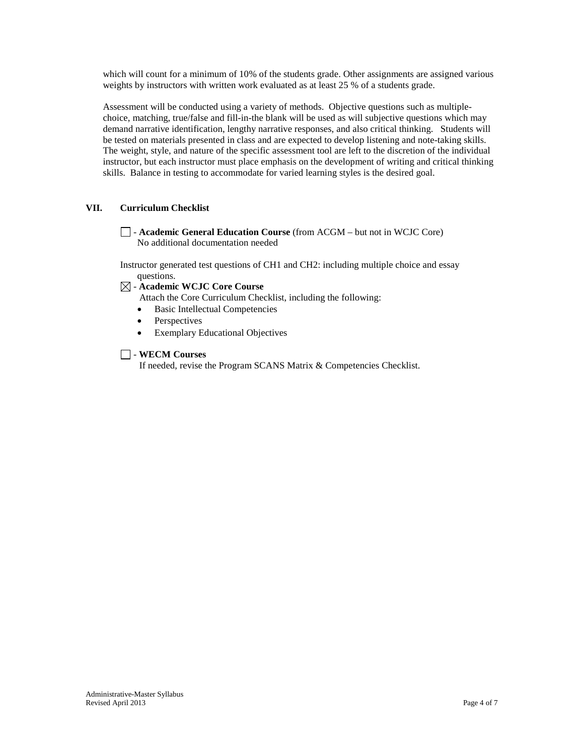which will count for a minimum of 10% of the students grade. Other assignments are assigned various weights by instructors with written work evaluated as at least 25 % of a students grade.

Assessment will be conducted using a variety of methods. Objective questions such as multiple-choice, matching, true/false and fill-in-the blank will be used as will subjective questions which may demand narrative identification, lengthy narrative responses, and also critical thinking. Students will be tested on materials presented in class and are expected to develop listening and note-taking skills. The weight, style, and nature of the specific assessment tool are left to the discretion of the individual instructor, but each instructor must place emphasis on the development of writing and critical thinking skills. Balance in testing to accommodate for varied learning styles is the desired goal.

## VII. Curriculum Checklist

☐ - **Academic General Education Course** (from ACGM – but not in WCJC Core)
No additional documentation needed

Instructor generated test questions of CH1 and CH2: including multiple choice and essay questions.

☒ - **Academic WCJC Core Course**
Attach the Core Curriculum Checklist, including the following:

- Basic Intellectual Competencies
- Perspectives
- Exemplary Educational Objectives

☐ - **WECM Courses**
If needed, revise the Program SCANS Matrix & Competencies Checklist.

Administrative-Master Syllabus
Revised April 2013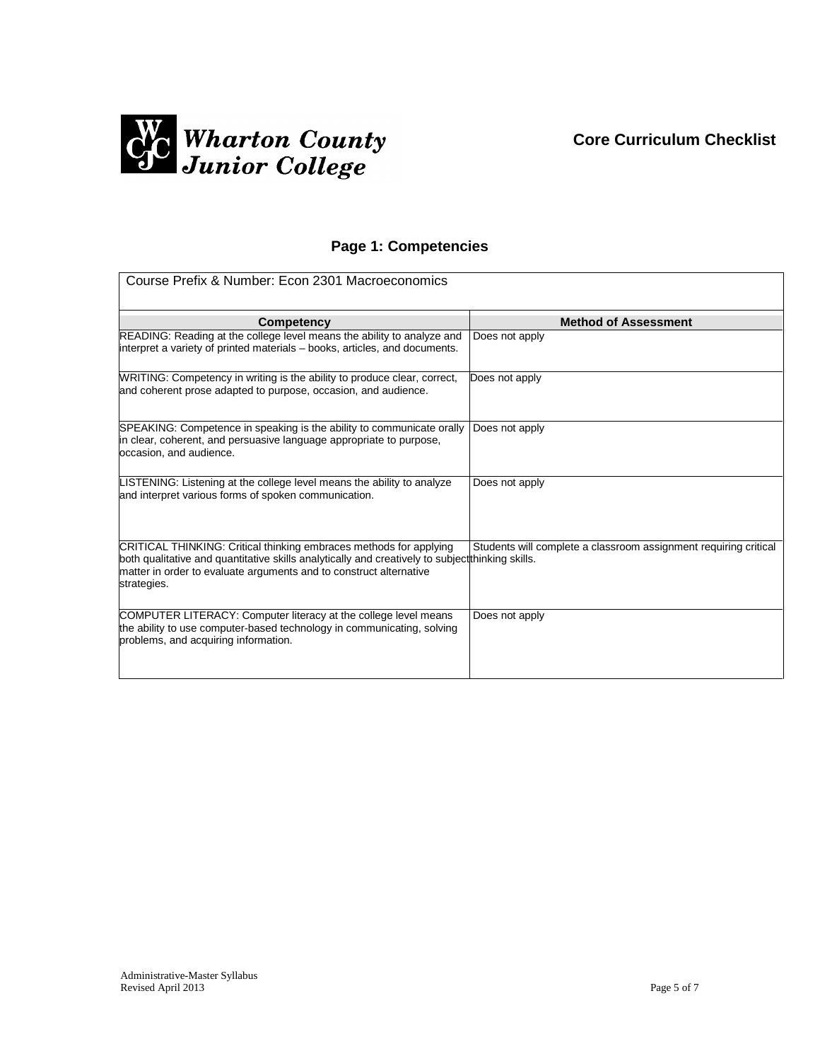Wharton County Junior College

## Core Curriculum Checklist

### Page 1: Competencies

| Course Prefix & Number: Econ 2301 Macroeconomics | |
|---|---|
| **Competency** | **Method of Assessment** |
| READING: Reading at the college level means the ability to analyze and interpret a variety of printed materials – books, articles, and documents. | Does not apply |
| WRITING: Competency in writing is the ability to produce clear, correct, and coherent prose adapted to purpose, occasion, and audience. | Does not apply |
| SPEAKING: Competence in speaking is the ability to communicate orally in clear, coherent, and persuasive language appropriate to purpose, occasion, and audience. | Does not apply |
| LISTENING: Listening at the college level means the ability to analyze and interpret various forms of spoken communication. | Does not apply |
| CRITICAL THINKING: Critical thinking embraces methods for applying both qualitative and quantitative skills analytically and creatively to subject matter in order to evaluate arguments and to construct alternative strategies. | Students will complete a classroom assignment requiring critical thinking skills. |
| COMPUTER LITERACY: Computer literacy at the college level means the ability to use computer-based technology in communicating, solving problems, and acquiring information. | Does not apply |

Administrative-Master Syllabus
Revised April 2013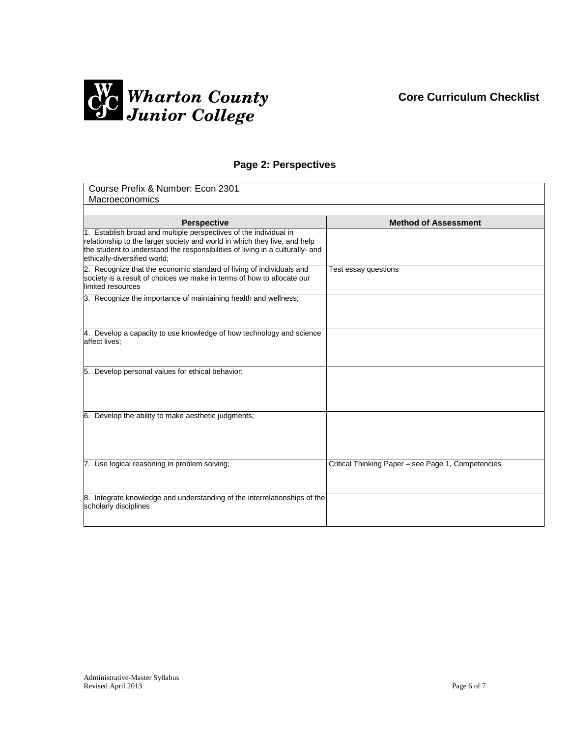Wharton County Junior College

**Core Curriculum Checklist**

## Page 2: Perspectives

Course Prefix & Number: Econ 2301
Macroeconomics

| Perspective | Method of Assessment |
|---|---|
| 1. Establish broad and multiple perspectives of the individual in relationship to the larger society and world in which they live, and help the student to understand the responsibilities of living in a culturally- and ethically-diversified world; | |
| 2. Recognize that the economic standard of living of individuals and society is a result of choices we make in terms of how to allocate our limited resources | Test essay questions |
| 3. Recognize the importance of maintaining health and wellness; | |
| 4. Develop a capacity to use knowledge of how technology and science affect lives; | |
| 5. Develop personal values for ethical behavior; | |
| 6. Develop the ability to make aesthetic judgments; | |
| 7. Use logical reasoning in problem solving; | Critical Thinking Paper – see Page 1, Competencies |
| 8. Integrate knowledge and understanding of the interrelationships of the scholarly disciplines | |

Administrative-Master Syllabus
Revised April 2013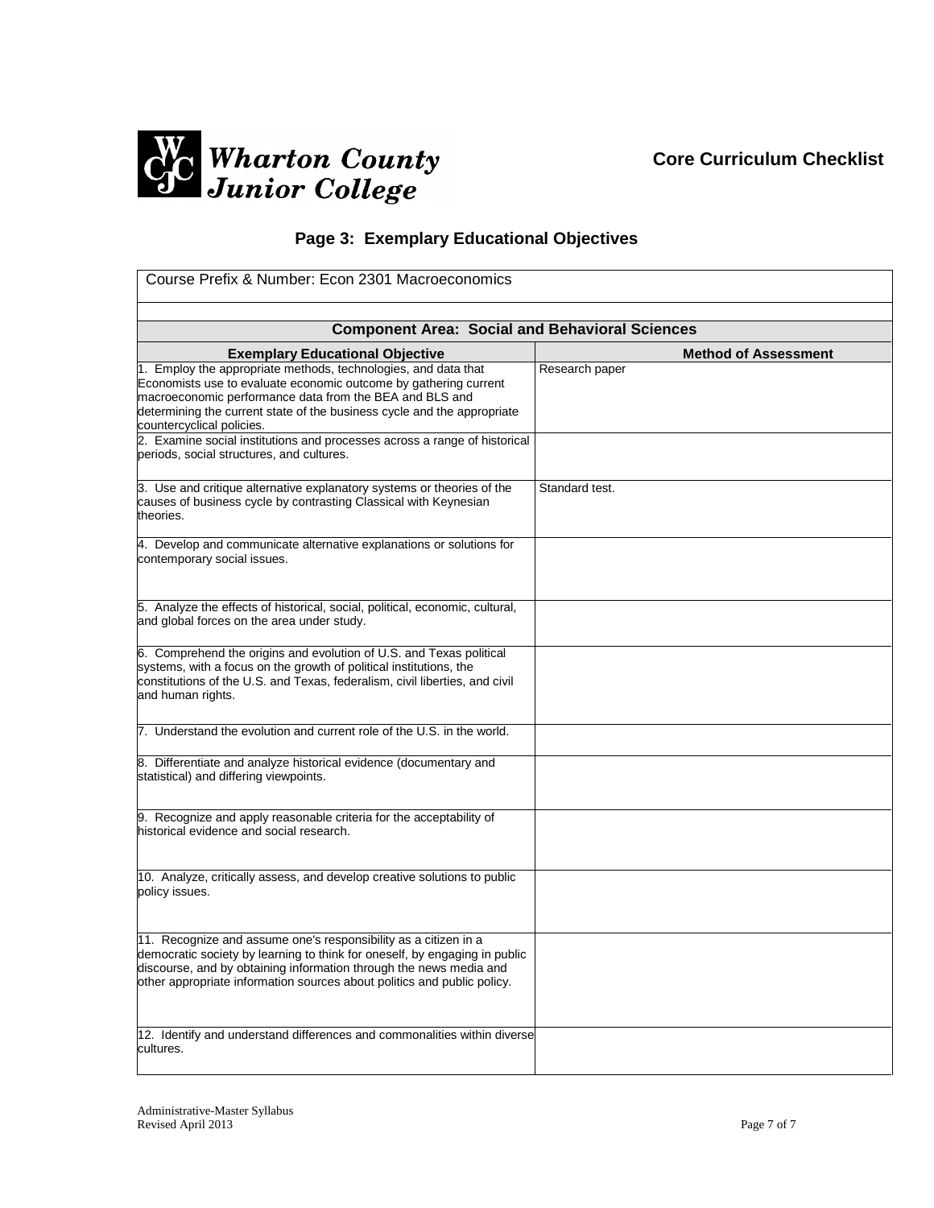Wharton County Junior College

**Core Curriculum Checklist**

## Page 3: Exemplary Educational Objectives

Course Prefix & Number: Econ 2301 Macroeconomics

**Component Area: Social and Behavioral Sciences**

| Exemplary Educational Objective | Method of Assessment |
| --- | --- |
| 1. Employ the appropriate methods, technologies, and data that Economists use to evaluate economic outcome by gathering current macroeconomic performance data from the BEA and BLS and determining the current state of the business cycle and the appropriate countercyclical policies. | Research paper |
| 2. Examine social institutions and processes across a range of historical periods, social structures, and cultures. | |
| 3. Use and critique alternative explanatory systems or theories of the causes of business cycle by contrasting Classical with Keynesian theories. | Standard test. |
| 4. Develop and communicate alternative explanations or solutions for contemporary social issues. | |
| 5. Analyze the effects of historical, social, political, economic, cultural, and global forces on the area under study. | |
| 6. Comprehend the origins and evolution of U.S. and Texas political systems, with a focus on the growth of political institutions, the constitutions of the U.S. and Texas, federalism, civil liberties, and civil and human rights. | |
| 7. Understand the evolution and current role of the U.S. in the world. | |
| 8. Differentiate and analyze historical evidence (documentary and statistical) and differing viewpoints. | |
| 9. Recognize and apply reasonable criteria for the acceptability of historical evidence and social research. | |
| 10. Analyze, critically assess, and develop creative solutions to public policy issues. | |
| 11. Recognize and assume one's responsibility as a citizen in a democratic society by learning to think for oneself, by engaging in public discourse, and by obtaining information through the news media and other appropriate information sources about politics and public policy. | |
| 12. Identify and understand differences and commonalities within diverse cultures. | |

Administrative-Master Syllabus
Revised April 2013